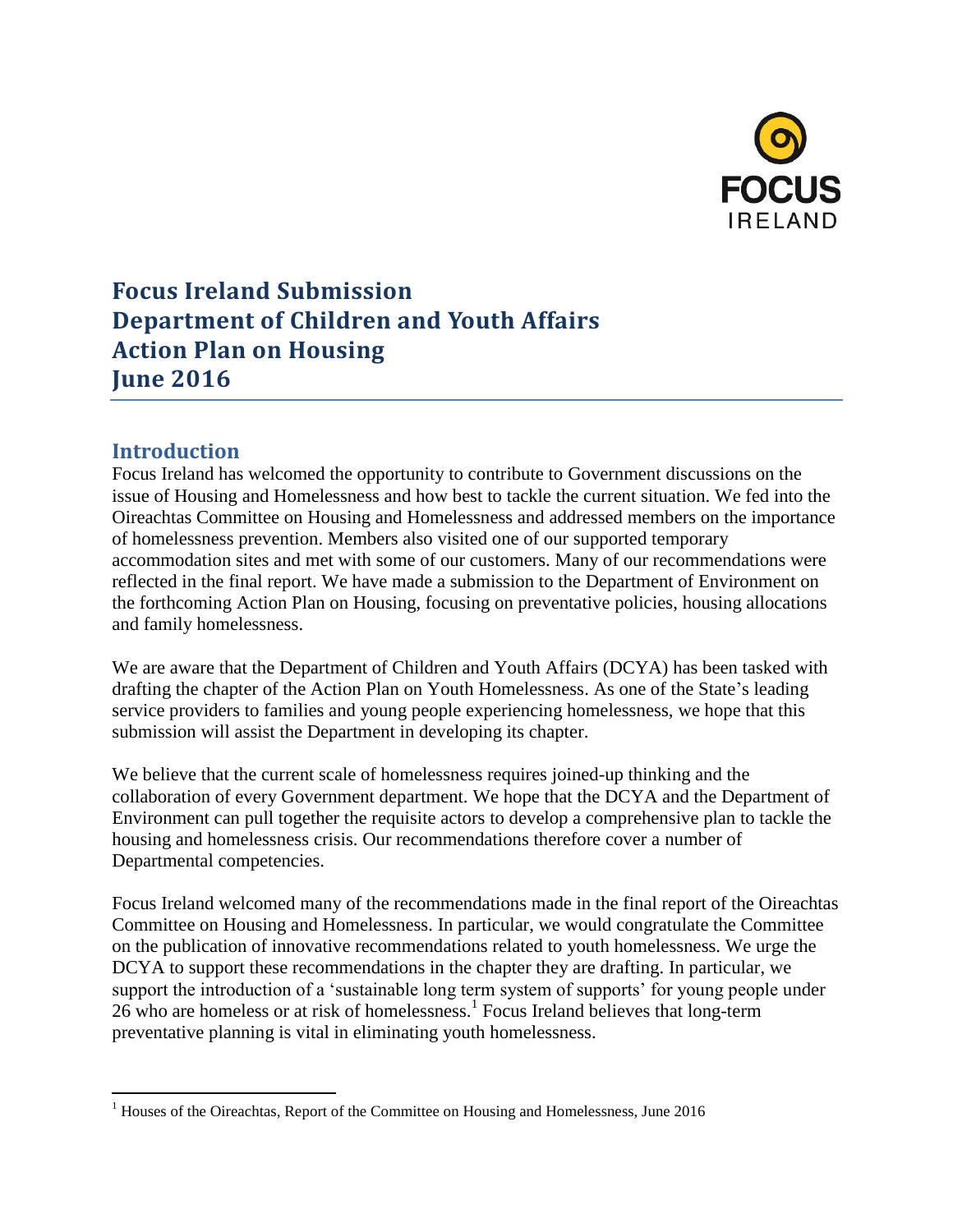# Focus Ireland Submission
# Department of Children and Youth Affairs
# Action Plan on Housing
# June 2016

## Introduction

Focus Ireland has welcomed the opportunity to contribute to Government discussions on the issue of Housing and Homelessness and how best to tackle the current situation. We fed into the Oireachtas Committee on Housing and Homelessness and addressed members on the importance of homelessness prevention. Members also visited one of our supported temporary accommodation sites and met with some of our customers. Many of our recommendations were reflected in the final report. We have made a submission to the Department of Environment on the forthcoming Action Plan on Housing, focusing on preventative policies, housing allocations and family homelessness.

We are aware that the Department of Children and Youth Affairs (DCYA) has been tasked with drafting the chapter of the Action Plan on Youth Homelessness. As one of the State's leading service providers to families and young people experiencing homelessness, we hope that this submission will assist the Department in developing its chapter.

We believe that the current scale of homelessness requires joined-up thinking and the collaboration of every Government department. We hope that the DCYA and the Department of Environment can pull together the requisite actors to develop a comprehensive plan to tackle the housing and homelessness crisis. Our recommendations therefore cover a number of Departmental competencies.

Focus Ireland welcomed many of the recommendations made in the final report of the Oireachtas Committee on Housing and Homelessness. In particular, we would congratulate the Committee on the publication of innovative recommendations related to youth homelessness. We urge the DCYA to support these recommendations in the chapter they are drafting. In particular, we support the introduction of a 'sustainable long term system of supports' for young people under 26 who are homeless or at risk of homelessness.[1] Focus Ireland believes that long-term preventative planning is vital in eliminating youth homelessness.

[1] Houses of the Oireachtas, Report of the Committee on Housing and Homelessness, June 2016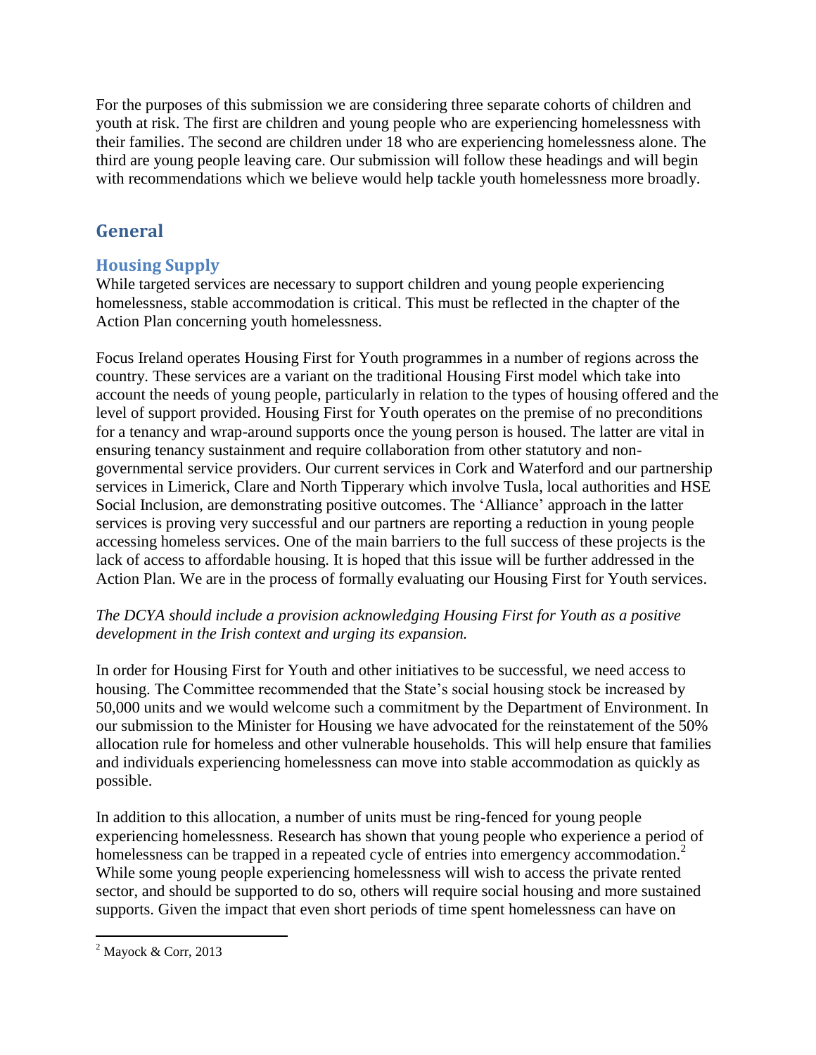For the purposes of this submission we are considering three separate cohorts of children and youth at risk. The first are children and young people who are experiencing homelessness with their families. The second are children under 18 who are experiencing homelessness alone. The third are young people leaving care. Our submission will follow these headings and will begin with recommendations which we believe would help tackle youth homelessness more broadly.

## General

### Housing Supply

While targeted services are necessary to support children and young people experiencing homelessness, stable accommodation is critical. This must be reflected in the chapter of the Action Plan concerning youth homelessness.

Focus Ireland operates Housing First for Youth programmes in a number of regions across the country. These services are a variant on the traditional Housing First model which take into account the needs of young people, particularly in relation to the types of housing offered and the level of support provided. Housing First for Youth operates on the premise of no preconditions for a tenancy and wrap-around supports once the young person is housed. The latter are vital in ensuring tenancy sustainment and require collaboration from other statutory and non-governmental service providers. Our current services in Cork and Waterford and our partnership services in Limerick, Clare and North Tipperary which involve Tusla, local authorities and HSE Social Inclusion, are demonstrating positive outcomes. The 'Alliance' approach in the latter services is proving very successful and our partners are reporting a reduction in young people accessing homeless services. One of the main barriers to the full success of these projects is the lack of access to affordable housing. It is hoped that this issue will be further addressed in the Action Plan. We are in the process of formally evaluating our Housing First for Youth services.

*The DCYA should include a provision acknowledging Housing First for Youth as a positive development in the Irish context and urging its expansion.*

In order for Housing First for Youth and other initiatives to be successful, we need access to housing. The Committee recommended that the State's social housing stock be increased by 50,000 units and we would welcome such a commitment by the Department of Environment. In our submission to the Minister for Housing we have advocated for the reinstatement of the 50% allocation rule for homeless and other vulnerable households. This will help ensure that families and individuals experiencing homelessness can move into stable accommodation as quickly as possible.

In addition to this allocation, a number of units must be ring-fenced for young people experiencing homelessness. Research has shown that young people who experience a period of homelessness can be trapped in a repeated cycle of entries into emergency accommodation.[2] While some young people experiencing homelessness will wish to access the private rented sector, and should be supported to do so, others will require social housing and more sustained supports. Given the impact that even short periods of time spent homelessness can have on

---

[2] Mayock & Corr, 2013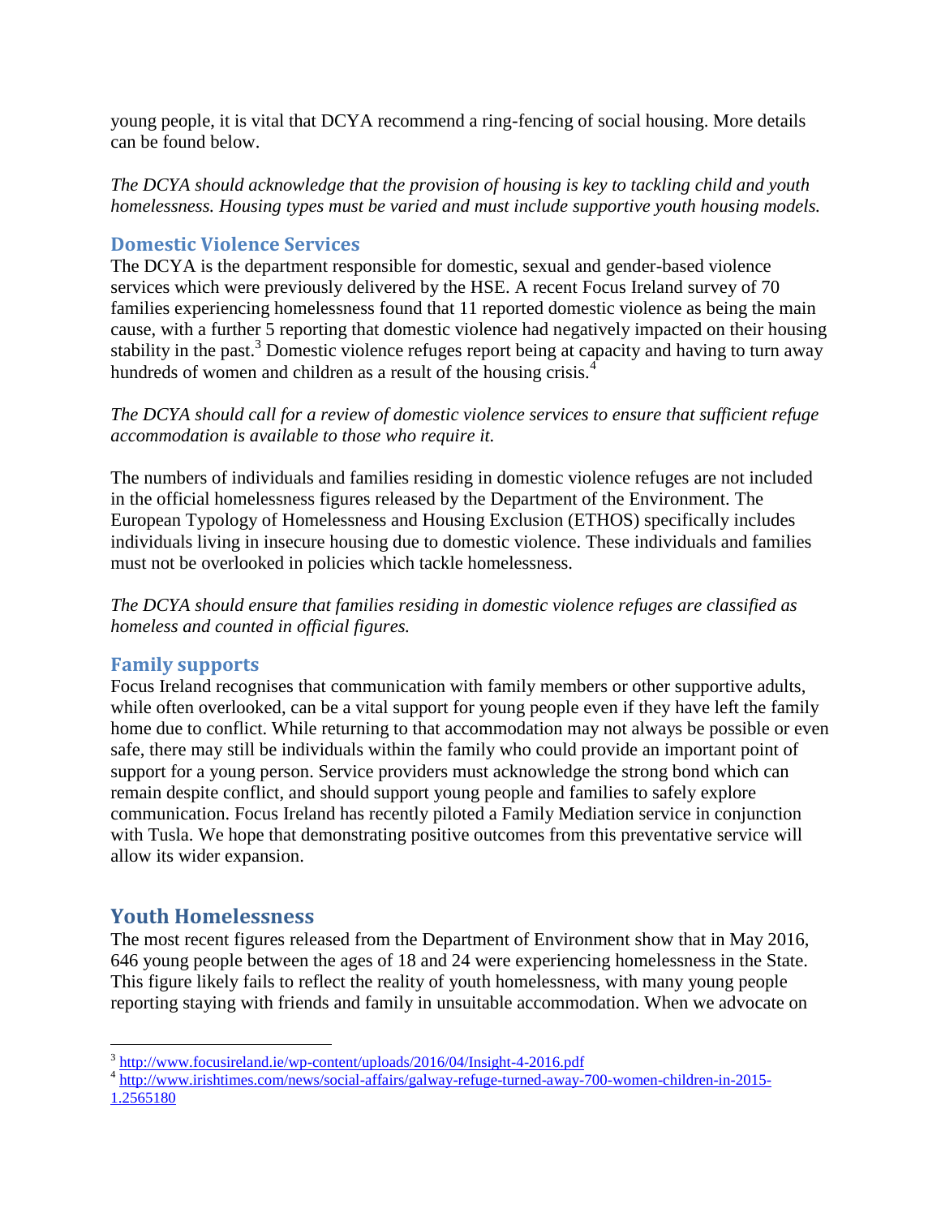young people, it is vital that DCYA recommend a ring-fencing of social housing. More details can be found below.

*The DCYA should acknowledge that the provision of housing is key to tackling child and youth homelessness. Housing types must be varied and must include supportive youth housing models.*

### Domestic Violence Services

The DCYA is the department responsible for domestic, sexual and gender-based violence services which were previously delivered by the HSE. A recent Focus Ireland survey of 70 families experiencing homelessness found that 11 reported domestic violence as being the main cause, with a further 5 reporting that domestic violence had negatively impacted on their housing stability in the past.[3] Domestic violence refuges report being at capacity and having to turn away hundreds of women and children as a result of the housing crisis.[4]

*The DCYA should call for a review of domestic violence services to ensure that sufficient refuge accommodation is available to those who require it.*

The numbers of individuals and families residing in domestic violence refuges are not included in the official homelessness figures released by the Department of the Environment. The European Typology of Homelessness and Housing Exclusion (ETHOS) specifically includes individuals living in insecure housing due to domestic violence. These individuals and families must not be overlooked in policies which tackle homelessness.

*The DCYA should ensure that families residing in domestic violence refuges are classified as homeless and counted in official figures.*

### Family supports

Focus Ireland recognises that communication with family members or other supportive adults, while often overlooked, can be a vital support for young people even if they have left the family home due to conflict. While returning to that accommodation may not always be possible or even safe, there may still be individuals within the family who could provide an important point of support for a young person. Service providers must acknowledge the strong bond which can remain despite conflict, and should support young people and families to safely explore communication. Focus Ireland has recently piloted a Family Mediation service in conjunction with Tusla. We hope that demonstrating positive outcomes from this preventative service will allow its wider expansion.

## Youth Homelessness

The most recent figures released from the Department of Environment show that in May 2016, 646 young people between the ages of 18 and 24 were experiencing homelessness in the State. This figure likely fails to reflect the reality of youth homelessness, with many young people reporting staying with friends and family in unsuitable accommodation. When we advocate on

---

[3] http://www.focusireland.ie/wp-content/uploads/2016/04/Insight-4-2016.pdf

[4] http://www.irishtimes.com/news/social-affairs/galway-refuge-turned-away-700-women-children-in-2015-1.2565180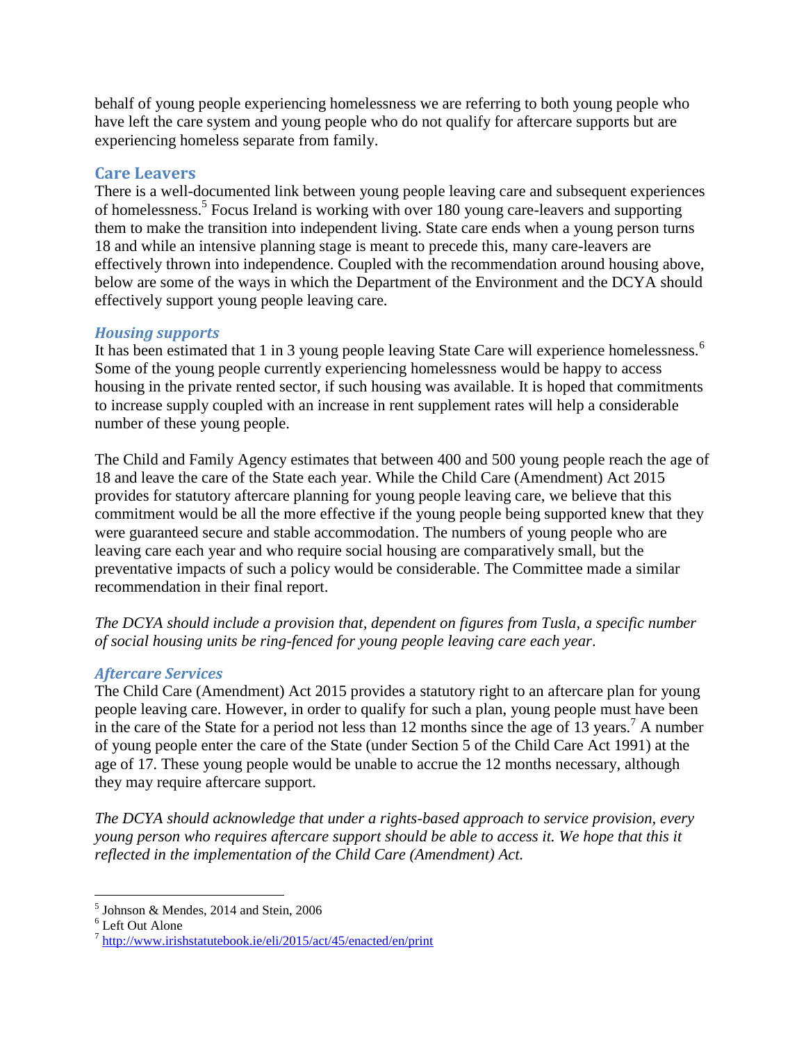behalf of young people experiencing homelessness we are referring to both young people who have left the care system and young people who do not qualify for aftercare supports but are experiencing homeless separate from family.

## Care Leavers

There is a well-documented link between young people leaving care and subsequent experiences of homelessness.[5] Focus Ireland is working with over 180 young care-leavers and supporting them to make the transition into independent living. State care ends when a young person turns 18 and while an intensive planning stage is meant to precede this, many care-leavers are effectively thrown into independence. Coupled with the recommendation around housing above, below are some of the ways in which the Department of the Environment and the DCYA should effectively support young people leaving care.

### *Housing supports*

It has been estimated that 1 in 3 young people leaving State Care will experience homelessness.[6] Some of the young people currently experiencing homelessness would be happy to access housing in the private rented sector, if such housing was available. It is hoped that commitments to increase supply coupled with an increase in rent supplement rates will help a considerable number of these young people.

The Child and Family Agency estimates that between 400 and 500 young people reach the age of 18 and leave the care of the State each year. While the Child Care (Amendment) Act 2015 provides for statutory aftercare planning for young people leaving care, we believe that this commitment would be all the more effective if the young people being supported knew that they were guaranteed secure and stable accommodation. The numbers of young people who are leaving care each year and who require social housing are comparatively small, but the preventative impacts of such a policy would be considerable. The Committee made a similar recommendation in their final report.

*The DCYA should include a provision that, dependent on figures from Tusla, a specific number of social housing units be ring-fenced for young people leaving care each year*.

### *Aftercare Services*

The Child Care (Amendment) Act 2015 provides a statutory right to an aftercare plan for young people leaving care. However, in order to qualify for such a plan, young people must have been in the care of the State for a period not less than 12 months since the age of 13 years.[7] A number of young people enter the care of the State (under Section 5 of the Child Care Act 1991) at the age of 17. These young people would be unable to accrue the 12 months necessary, although they may require aftercare support.

*The DCYA should acknowledge that under a rights-based approach to service provision, every young person who requires aftercare support should be able to access it. We hope that this it reflected in the implementation of the Child Care (Amendment) Act.*

---

[5] Johnson & Mendes, 2014 and Stein, 2006

[6] Left Out Alone

[7] http://www.irishstatutebook.ie/eli/2015/act/45/enacted/en/print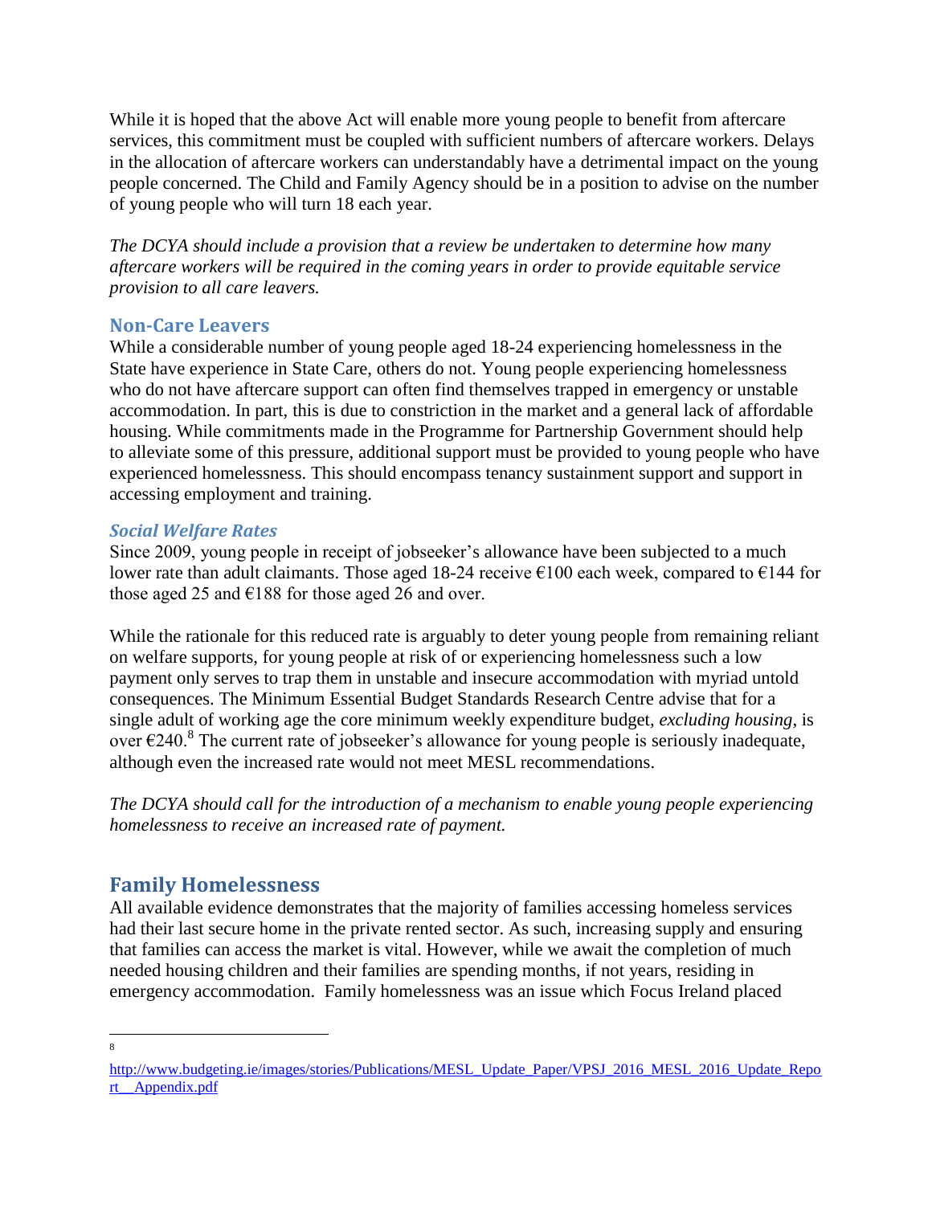While it is hoped that the above Act will enable more young people to benefit from aftercare services, this commitment must be coupled with sufficient numbers of aftercare workers. Delays in the allocation of aftercare workers can understandably have a detrimental impact on the young people concerned. The Child and Family Agency should be in a position to advise on the number of young people who will turn 18 each year.

*The DCYA should include a provision that a review be undertaken to determine how many aftercare workers will be required in the coming years in order to provide equitable service provision to all care leavers.*

### Non-Care Leavers

While a considerable number of young people aged 18-24 experiencing homelessness in the State have experience in State Care, others do not. Young people experiencing homelessness who do not have aftercare support can often find themselves trapped in emergency or unstable accommodation. In part, this is due to constriction in the market and a general lack of affordable housing. While commitments made in the Programme for Partnership Government should help to alleviate some of this pressure, additional support must be provided to young people who have experienced homelessness. This should encompass tenancy sustainment support and support in accessing employment and training.

#### *Social Welfare Rates*

Since 2009, young people in receipt of jobseeker's allowance have been subjected to a much lower rate than adult claimants. Those aged 18-24 receive €100 each week, compared to €144 for those aged 25 and €188 for those aged 26 and over.

While the rationale for this reduced rate is arguably to deter young people from remaining reliant on welfare supports, for young people at risk of or experiencing homelessness such a low payment only serves to trap them in unstable and insecure accommodation with myriad untold consequences. The Minimum Essential Budget Standards Research Centre advise that for a single adult of working age the core minimum weekly expenditure budget, *excluding housing*, is over €240.[8] The current rate of jobseeker's allowance for young people is seriously inadequate, although even the increased rate would not meet MESL recommendations.

*The DCYA should call for the introduction of a mechanism to enable young people experiencing homelessness to receive an increased rate of payment.*

## Family Homelessness

All available evidence demonstrates that the majority of families accessing homeless services had their last secure home in the private rented sector. As such, increasing supply and ensuring that families can access the market is vital. However, while we await the completion of much needed housing children and their families are spending months, if not years, residing in emergency accommodation. Family homelessness was an issue which Focus Ireland placed

---

[8] http://www.budgeting.ie/images/stories/Publications/MESL_Update_Paper/VPSJ_2016_MESL_2016_Update_Report__Appendix.pdf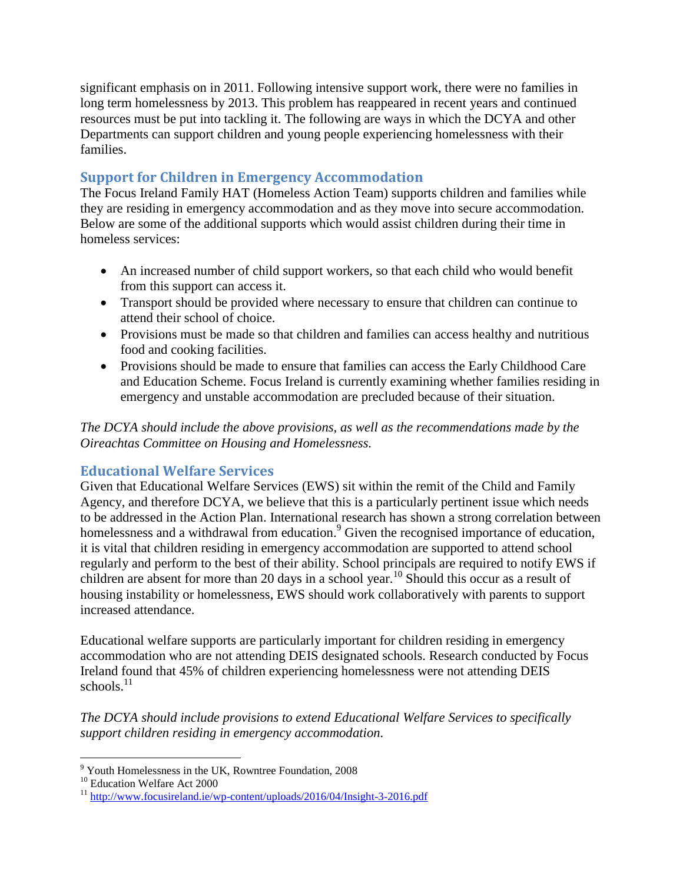significant emphasis on in 2011. Following intensive support work, there were no families in long term homelessness by 2013. This problem has reappeared in recent years and continued resources must be put into tackling it. The following are ways in which the DCYA and other Departments can support children and young people experiencing homelessness with their families.

## Support for Children in Emergency Accommodation

The Focus Ireland Family HAT (Homeless Action Team) supports children and families while they are residing in emergency accommodation and as they move into secure accommodation. Below are some of the additional supports which would assist children during their time in homeless services:

- An increased number of child support workers, so that each child who would benefit from this support can access it.
- Transport should be provided where necessary to ensure that children can continue to attend their school of choice.
- Provisions must be made so that children and families can access healthy and nutritious food and cooking facilities.
- Provisions should be made to ensure that families can access the Early Childhood Care and Education Scheme. Focus Ireland is currently examining whether families residing in emergency and unstable accommodation are precluded because of their situation.

*The DCYA should include the above provisions, as well as the recommendations made by the Oireachtas Committee on Housing and Homelessness.*

## Educational Welfare Services

Given that Educational Welfare Services (EWS) sit within the remit of the Child and Family Agency, and therefore DCYA, we believe that this is a particularly pertinent issue which needs to be addressed in the Action Plan. International research has shown a strong correlation between homelessness and a withdrawal from education.[9] Given the recognised importance of education, it is vital that children residing in emergency accommodation are supported to attend school regularly and perform to the best of their ability. School principals are required to notify EWS if children are absent for more than 20 days in a school year.[10] Should this occur as a result of housing instability or homelessness, EWS should work collaboratively with parents to support increased attendance.

Educational welfare supports are particularly important for children residing in emergency accommodation who are not attending DEIS designated schools. Research conducted by Focus Ireland found that 45% of children experiencing homelessness were not attending DEIS schools.[11]

*The DCYA should include provisions to extend Educational Welfare Services to specifically support children residing in emergency accommodation.*

---

[9] Youth Homelessness in the UK, Rowntree Foundation, 2008

[10] Education Welfare Act 2000

[11] http://www.focusireland.ie/wp-content/uploads/2016/04/Insight-3-2016.pdf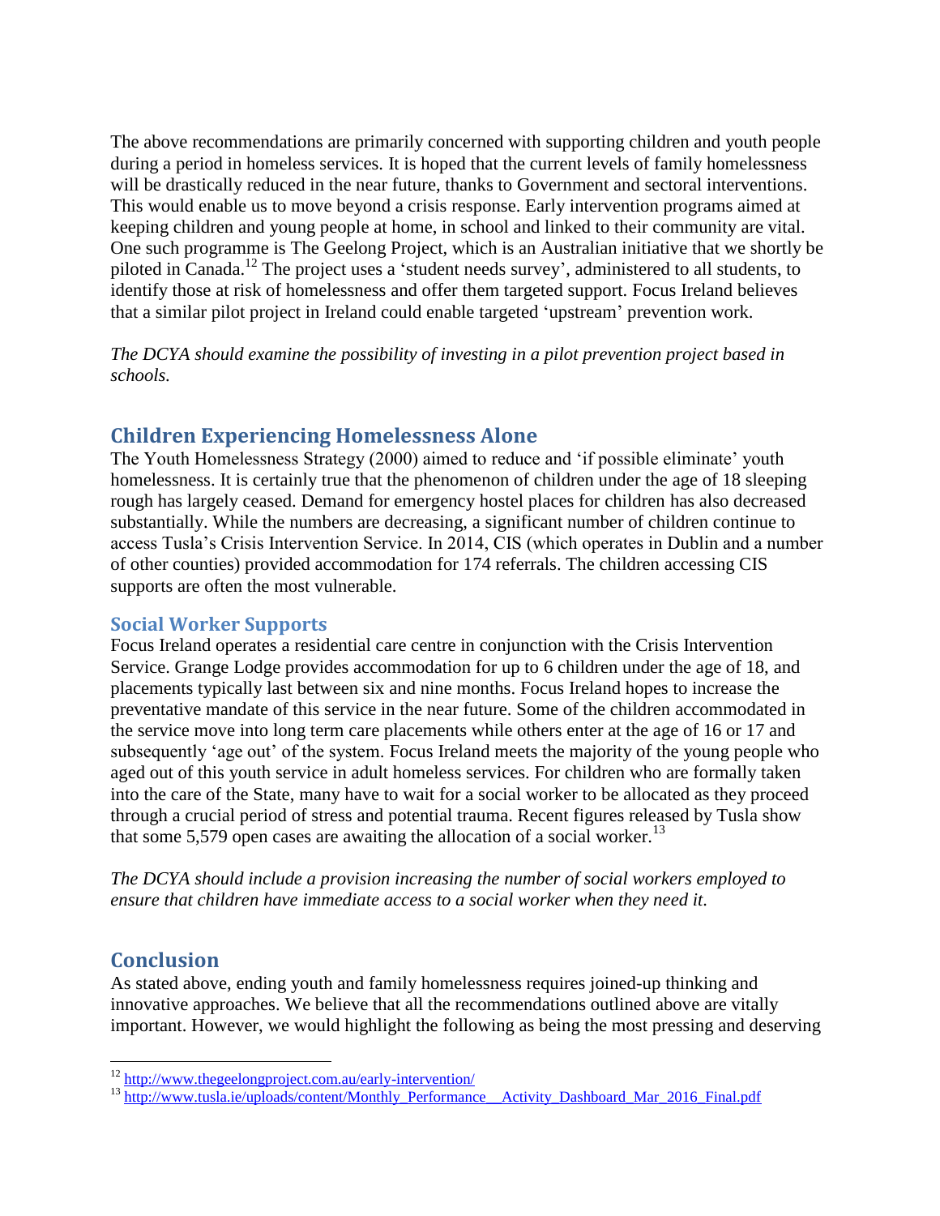The above recommendations are primarily concerned with supporting children and youth people during a period in homeless services. It is hoped that the current levels of family homelessness will be drastically reduced in the near future, thanks to Government and sectoral interventions. This would enable us to move beyond a crisis response. Early intervention programs aimed at keeping children and young people at home, in school and linked to their community are vital. One such programme is The Geelong Project, which is an Australian initiative that we shortly be piloted in Canada.[12] The project uses a 'student needs survey', administered to all students, to identify those at risk of homelessness and offer them targeted support. Focus Ireland believes that a similar pilot project in Ireland could enable targeted 'upstream' prevention work.

*The DCYA should examine the possibility of investing in a pilot prevention project based in schools.*

## Children Experiencing Homelessness Alone

The Youth Homelessness Strategy (2000) aimed to reduce and 'if possible eliminate' youth homelessness. It is certainly true that the phenomenon of children under the age of 18 sleeping rough has largely ceased. Demand for emergency hostel places for children has also decreased substantially. While the numbers are decreasing, a significant number of children continue to access Tusla's Crisis Intervention Service. In 2014, CIS (which operates in Dublin and a number of other counties) provided accommodation for 174 referrals. The children accessing CIS supports are often the most vulnerable.

### Social Worker Supports

Focus Ireland operates a residential care centre in conjunction with the Crisis Intervention Service. Grange Lodge provides accommodation for up to 6 children under the age of 18, and placements typically last between six and nine months. Focus Ireland hopes to increase the preventative mandate of this service in the near future. Some of the children accommodated in the service move into long term care placements while others enter at the age of 16 or 17 and subsequently 'age out' of the system. Focus Ireland meets the majority of the young people who aged out of this youth service in adult homeless services. For children who are formally taken into the care of the State, many have to wait for a social worker to be allocated as they proceed through a crucial period of stress and potential trauma. Recent figures released by Tusla show that some 5,579 open cases are awaiting the allocation of a social worker.[13]

*The DCYA should include a provision increasing the number of social workers employed to ensure that children have immediate access to a social worker when they need it.*

## Conclusion

As stated above, ending youth and family homelessness requires joined-up thinking and innovative approaches. We believe that all the recommendations outlined above are vitally important. However, we would highlight the following as being the most pressing and deserving

---

[12] http://www.thegeelongproject.com.au/early-intervention/

[13] http://www.tusla.ie/uploads/content/Monthly_Performance__Activity_Dashboard_Mar_2016_Final.pdf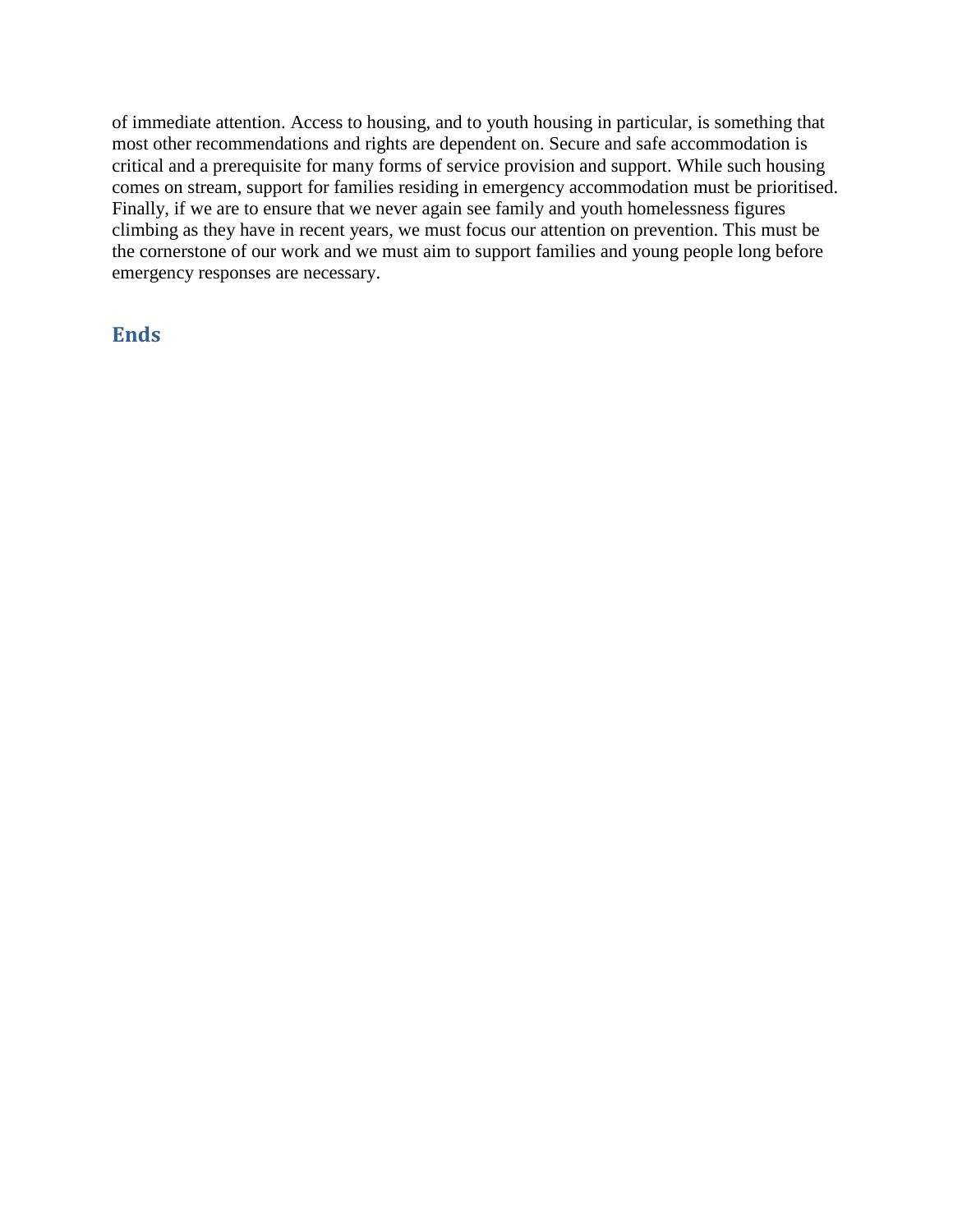of immediate attention. Access to housing, and to youth housing in particular, is something that most other recommendations and rights are dependent on. Secure and safe accommodation is critical and a prerequisite for many forms of service provision and support. While such housing comes on stream, support for families residing in emergency accommodation must be prioritised. Finally, if we are to ensure that we never again see family and youth homelessness figures climbing as they have in recent years, we must focus our attention on prevention. This must be the cornerstone of our work and we must aim to support families and young people long before emergency responses are necessary.

## Ends